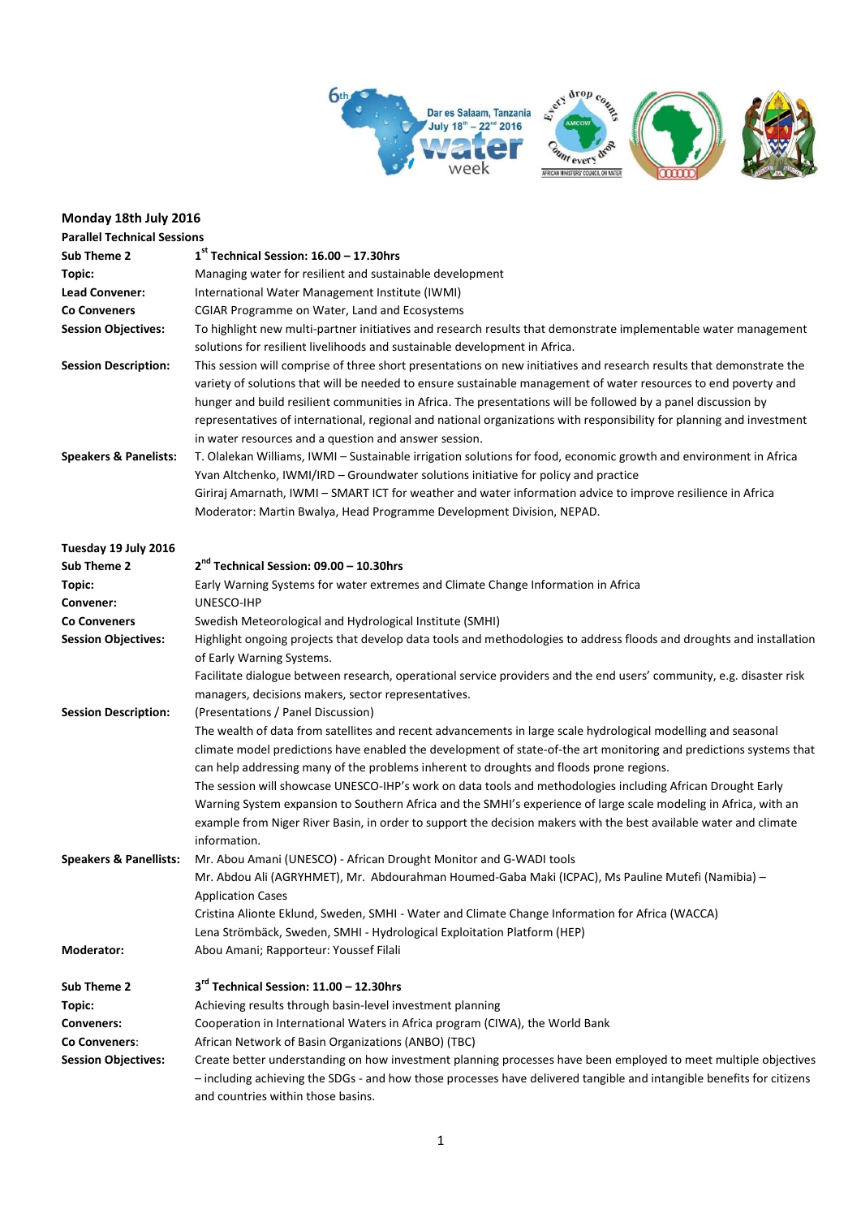## Monday 18th July 2016

**Parallel Technical Sessions**

| | |
|---|---|
| **Sub Theme 2** | **1st Technical Session: 16.00 – 17.30hrs** |
| **Topic:** | Managing water for resilient and sustainable development |
| **Lead Convener:** | International Water Management Institute (IWMI) |
| **Co Conveners** | CGIAR Programme on Water, Land and Ecosystems |
| **Session Objectives:** | To highlight new multi-partner initiatives and research results that demonstrate implementable water management solutions for resilient livelihoods and sustainable development in Africa. |
| **Session Description:** | This session will comprise of three short presentations on new initiatives and research results that demonstrate the variety of solutions that will be needed to ensure sustainable management of water resources to end poverty and hunger and build resilient communities in Africa. The presentations will be followed by a panel discussion by representatives of international, regional and national organizations with responsibility for planning and investment in water resources and a question and answer session. |
| **Speakers & Panelists:** | T. Olalekan Williams, IWMI – Sustainable irrigation solutions for food, economic growth and environment in Africa<br>Yvan Altchenko, IWMI/IRD – Groundwater solutions initiative for policy and practice<br>Giriraj Amarnath, IWMI – SMART ICT for weather and water information advice to improve resilience in Africa<br>Moderator: Martin Bwalya, Head Programme Development Division, NEPAD. |

## Tuesday 19 July 2016

| | |
|---|---|
| **Sub Theme 2** | **2nd Technical Session: 09.00 – 10.30hrs** |
| **Topic:** | Early Warning Systems for water extremes and Climate Change Information in Africa |
| **Convener:** | UNESCO-IHP |
| **Co Conveners** | Swedish Meteorological and Hydrological Institute (SMHI) |
| **Session Objectives:** | Highlight ongoing projects that develop data tools and methodologies to address floods and droughts and installation of Early Warning Systems.<br>Facilitate dialogue between research, operational service providers and the end users' community, e.g. disaster risk managers, decisions makers, sector representatives. |
| **Session Description:** | (Presentations / Panel Discussion)<br>The wealth of data from satellites and recent advancements in large scale hydrological modelling and seasonal climate model predictions have enabled the development of state-of-the art monitoring and predictions systems that can help addressing many of the problems inherent to droughts and floods prone regions.<br>The session will showcase UNESCO-IHP's work on data tools and methodologies including African Drought Early Warning System expansion to Southern Africa and the SMHI's experience of large scale modeling in Africa, with an example from Niger River Basin, in order to support the decision makers with the best available water and climate information. |
| **Speakers & Panellists:** | Mr. Abou Amani (UNESCO) - African Drought Monitor and G-WADI tools<br>Mr. Abdou Ali (AGRYHMET), Mr. Abdourahman Houmed-Gaba Maki (ICPAC), Ms Pauline Mutefi (Namibia) – Application Cases<br>Cristina Alionte Eklund, Sweden, SMHI - Water and Climate Change Information for Africa (WACCA)<br>Lena Strömbäck, Sweden, SMHI - Hydrological Exploitation Platform (HEP) |
| **Moderator:** | Abou Amani; Rapporteur: Youssef Filali |

| | |
|---|---|
| **Sub Theme 2** | **3rd Technical Session: 11.00 – 12.30hrs** |
| **Topic:** | Achieving results through basin-level investment planning |
| **Conveners:** | Cooperation in International Waters in Africa program (CIWA), the World Bank |
| **Co Conveners**: | African Network of Basin Organizations (ANBO) (TBC) |
| **Session Objectives:** | Create better understanding on how investment planning processes have been employed to meet multiple objectives – including achieving the SDGs - and how those processes have delivered tangible and intangible benefits for citizens and countries within those basins. |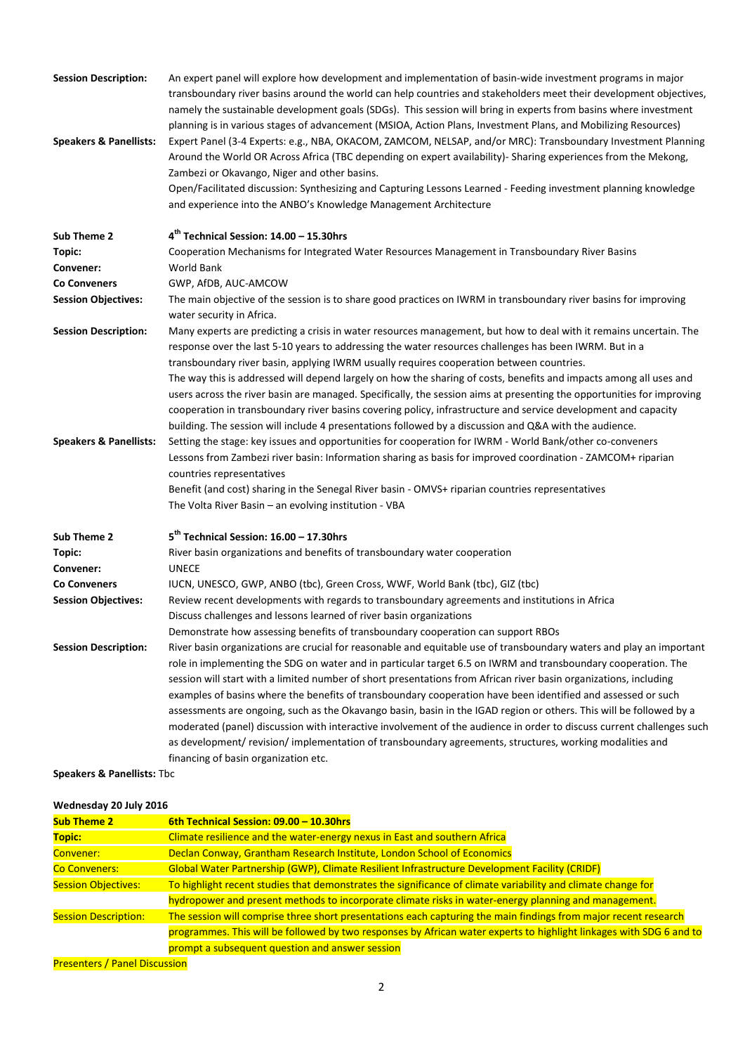**Session Description:** An expert panel will explore how development and implementation of basin-wide investment programs in major transboundary river basins around the world can help countries and stakeholders meet their development objectives, namely the sustainable development goals (SDGs). This session will bring in experts from basins where investment planning is in various stages of advancement (MSIOA, Action Plans, Investment Plans, and Mobilizing Resources)

**Speakers & Panellists:** Expert Panel (3-4 Experts: e.g., NBA, OKACOM, ZAMCOM, NELSAP, and/or MRC): Transboundary Investment Planning Around the World OR Across Africa (TBC depending on expert availability)- Sharing experiences from the Mekong, Zambezi or Okavango, Niger and other basins.

Open/Facilitated discussion: Synthesizing and Capturing Lessons Learned - Feeding investment planning knowledge and experience into the ANBO's Knowledge Management Architecture

**Sub Theme 2** — **4th Technical Session: 14.00 – 15.30hrs**

**Topic:** Cooperation Mechanisms for Integrated Water Resources Management in Transboundary River Basins

**Convener:** World Bank

**Co Conveners** GWP, AfDB, AUC-AMCOW

**Session Objectives:** The main objective of the session is to share good practices on IWRM in transboundary river basins for improving water security in Africa.

**Session Description:** Many experts are predicting a crisis in water resources management, but how to deal with it remains uncertain. The response over the last 5-10 years to addressing the water resources challenges has been IWRM. But in a transboundary river basin, applying IWRM usually requires cooperation between countries.

The way this is addressed will depend largely on how the sharing of costs, benefits and impacts among all uses and users across the river basin are managed. Specifically, the session aims at presenting the opportunities for improving cooperation in transboundary river basins covering policy, infrastructure and service development and capacity building. The session will include 4 presentations followed by a discussion and Q&A with the audience.

**Speakers & Panellists:** Setting the stage: key issues and opportunities for cooperation for IWRM - World Bank/other co-conveners

Lessons from Zambezi river basin: Information sharing as basis for improved coordination - ZAMCOM+ riparian countries representatives

Benefit (and cost) sharing in the Senegal River basin - OMVS+ riparian countries representatives

The Volta River Basin – an evolving institution - VBA

**Sub Theme 2** — **5th Technical Session: 16.00 – 17.30hrs**

**Topic:** River basin organizations and benefits of transboundary water cooperation

**Convener:** UNECE

**Co Conveners** IUCN, UNESCO, GWP, ANBO (tbc), Green Cross, WWF, World Bank (tbc), GIZ (tbc)

**Session Objectives:** Review recent developments with regards to transboundary agreements and institutions in Africa

Discuss challenges and lessons learned of river basin organizations

Demonstrate how assessing benefits of transboundary cooperation can support RBOs

**Session Description:** River basin organizations are crucial for reasonable and equitable use of transboundary waters and play an important role in implementing the SDG on water and in particular target 6.5 on IWRM and transboundary cooperation. The session will start with a limited number of short presentations from African river basin organizations, including examples of basins where the benefits of transboundary cooperation have been identified and assessed or such assessments are ongoing, such as the Okavango basin, basin in the IGAD region or others. This will be followed by a moderated (panel) discussion with interactive involvement of the audience in order to discuss current challenges such as development/ revision/ implementation of transboundary agreements, structures, working modalities and financing of basin organization etc.

**Speakers & Panellists:** Tbc

**Wednesday 20 July 2016**

**Sub Theme 2** — **6th Technical Session: 09.00 – 10.30hrs**

**Topic:** Climate resilience and the water-energy nexus in East and southern Africa

Convener: Declan Conway, Grantham Research Institute, London School of Economics

Co Conveners: Global Water Partnership (GWP), Climate Resilient Infrastructure Development Facility (CRIDF)

Session Objectives: To highlight recent studies that demonstrates the significance of climate variability and climate change for hydropower and present methods to incorporate climate risks in water-energy planning and management.

Session Description: The session will comprise three short presentations each capturing the main findings from major recent research programmes. This will be followed by two responses by African water experts to highlight linkages with SDG 6 and to prompt a subsequent question and answer session

Presenters / Panel Discussion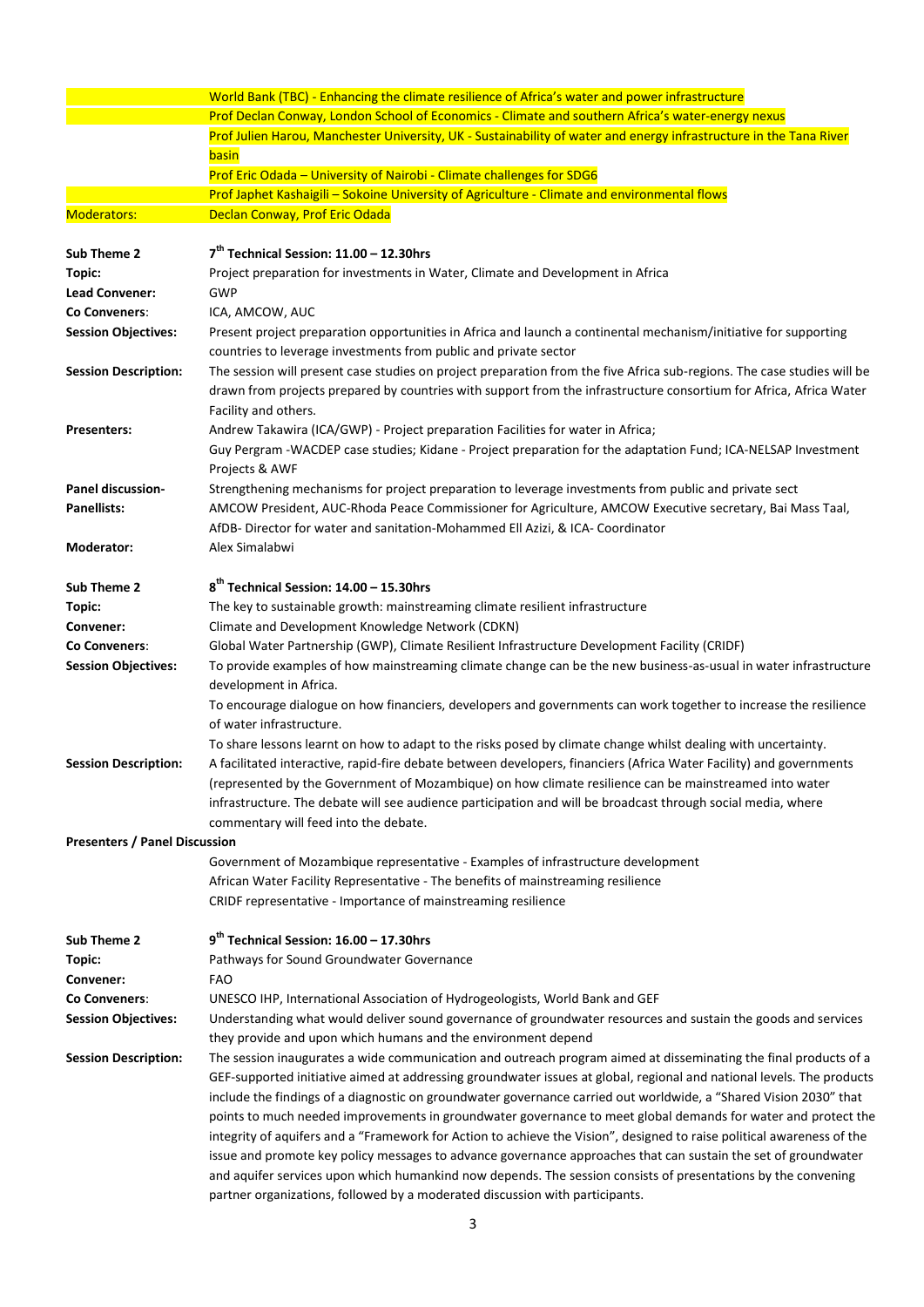| | |
|---|---|
| | World Bank (TBC) - Enhancing the climate resilience of Africa's water and power infrastructure |
| | Prof Declan Conway, London School of Economics - Climate and southern Africa's water-energy nexus |
| | Prof Julien Harou, Manchester University, UK - Sustainability of water and energy infrastructure in the Tana River basin |
| | Prof Eric Odada – University of Nairobi - Climate challenges for SDG6 |
| | Prof Japhet Kashaigili – Sokoine University of Agriculture - Climate and environmental flows |
| Moderators: | Declan Conway, Prof Eric Odada |

| | |
|---|---|
| **Sub Theme 2** | **7th Technical Session: 11.00 – 12.30hrs** |
| **Topic:** | Project preparation for investments in Water, Climate and Development in Africa |
| **Lead Convener:** | GWP |
| **Co Conveners**: | ICA, AMCOW, AUC |
| **Session Objectives:** | Present project preparation opportunities in Africa and launch a continental mechanism/initiative for supporting countries to leverage investments from public and private sector |
| **Session Description:** | The session will present case studies on project preparation from the five Africa sub-regions. The case studies will be drawn from projects prepared by countries with support from the infrastructure consortium for Africa, Africa Water Facility and others. |
| **Presenters:** | Andrew Takawira (ICA/GWP) - Project preparation Facilities for water in Africa; Guy Pergram -WACDEP case studies; Kidane - Project preparation for the adaptation Fund; ICA-NELSAP Investment Projects & AWF |
| **Panel discussion-** | Strengthening mechanisms for project preparation to leverage investments from public and private sect |
| **Panellists:** | AMCOW President, AUC-Rhoda Peace Commissioner for Agriculture, AMCOW Executive secretary, Bai Mass Taal, AfDB- Director for water and sanitation-Mohammed Ell Azizi, & ICA- Coordinator |
| **Moderator:** | Alex Simalabwi |

| | |
|---|---|
| **Sub Theme 2** | **8th Technical Session: 14.00 – 15.30hrs** |
| **Topic:** | The key to sustainable growth: mainstreaming climate resilient infrastructure |
| **Convener:** | Climate and Development Knowledge Network (CDKN) |
| **Co Conveners**: | Global Water Partnership (GWP), Climate Resilient Infrastructure Development Facility (CRIDF) |
| **Session Objectives:** | To provide examples of how mainstreaming climate change can be the new business-as-usual in water infrastructure development in Africa. To encourage dialogue on how financiers, developers and governments can work together to increase the resilience of water infrastructure. To share lessons learnt on how to adapt to the risks posed by climate change whilst dealing with uncertainty. |
| **Session Description:** | A facilitated interactive, rapid-fire debate between developers, financiers (Africa Water Facility) and governments (represented by the Government of Mozambique) on how climate resilience can be mainstreamed into water infrastructure. The debate will see audience participation and will be broadcast through social media, where commentary will feed into the debate. |
| **Presenters / Panel Discussion** | |
| | Government of Mozambique representative - Examples of infrastructure development |
| | African Water Facility Representative - The benefits of mainstreaming resilience |
| | CRIDF representative - Importance of mainstreaming resilience |

| | |
|---|---|
| **Sub Theme 2** | **9th Technical Session: 16.00 – 17.30hrs** |
| **Topic:** | Pathways for Sound Groundwater Governance |
| **Convener:** | FAO |
| **Co Conveners**: | UNESCO IHP, International Association of Hydrogeologists, World Bank and GEF |
| **Session Objectives:** | Understanding what would deliver sound governance of groundwater resources and sustain the goods and services they provide and upon which humans and the environment depend |
| **Session Description:** | The session inaugurates a wide communication and outreach program aimed at disseminating the final products of a GEF-supported initiative aimed at addressing groundwater issues at global, regional and national levels. The products include the findings of a diagnostic on groundwater governance carried out worldwide, a "Shared Vision 2030" that points to much needed improvements in groundwater governance to meet global demands for water and protect the integrity of aquifers and a "Framework for Action to achieve the Vision", designed to raise political awareness of the issue and promote key policy messages to advance governance approaches that can sustain the set of groundwater and aquifer services upon which humankind now depends. The session consists of presentations by the convening partner organizations, followed by a moderated discussion with participants. |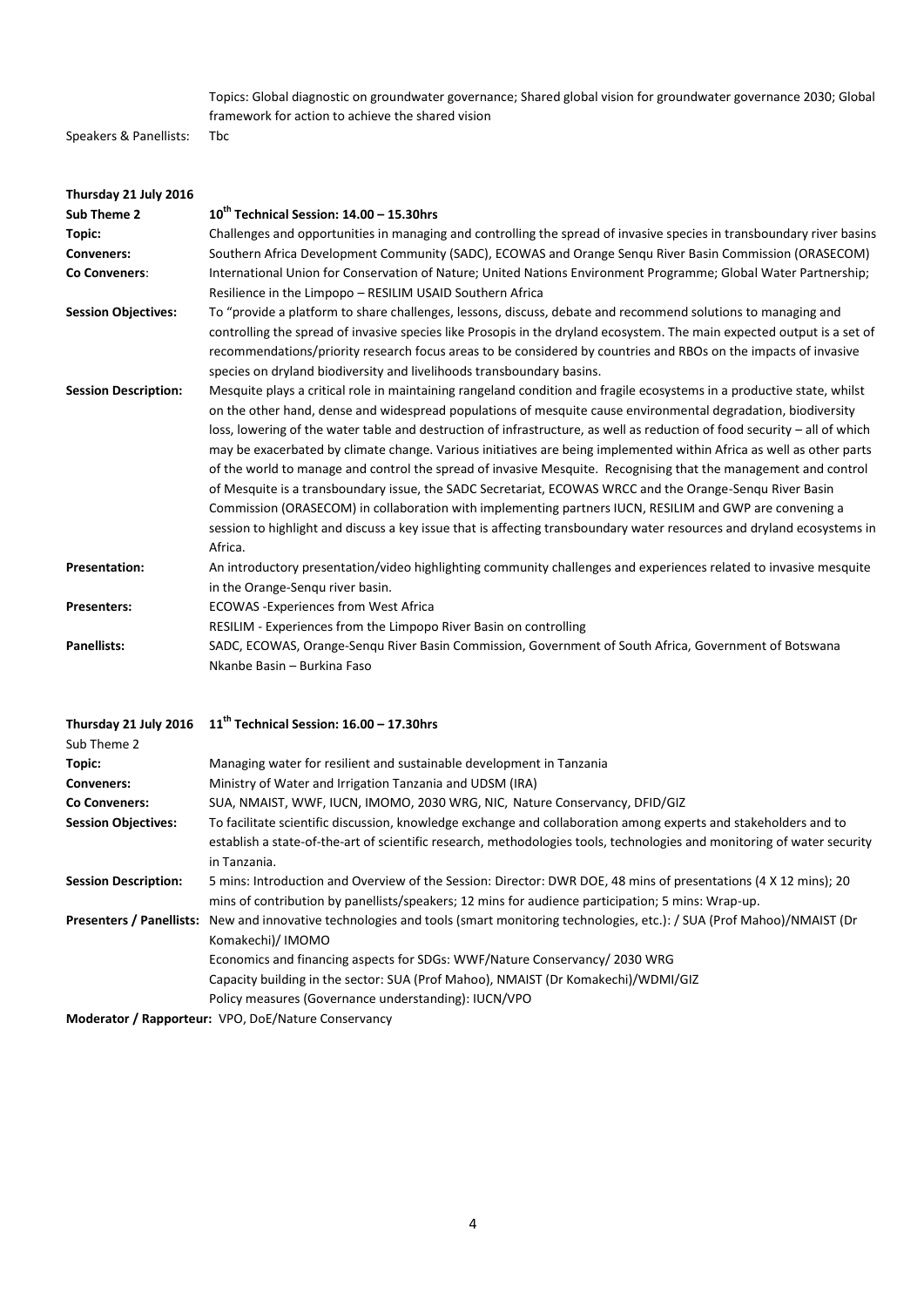| | |
|---|---|
| | Topics: Global diagnostic on groundwater governance; Shared global vision for groundwater governance 2030; Global framework for action to achieve the shared vision |
| Speakers & Panellists: | Tbc |

| | |
|---|---|
| **Thursday 21 July 2016** | |
| **Sub Theme 2** | **10th Technical Session: 14.00 – 15.30hrs** |
| **Topic:** | Challenges and opportunities in managing and controlling the spread of invasive species in transboundary river basins |
| **Conveners:** | Southern Africa Development Community (SADC), ECOWAS and Orange Senqu River Basin Commission (ORASECOM) |
| **Co Conveners**: | International Union for Conservation of Nature; United Nations Environment Programme; Global Water Partnership; Resilience in the Limpopo – RESILIM USAID Southern Africa |
| **Session Objectives:** | To "provide a platform to share challenges, lessons, discuss, debate and recommend solutions to managing and controlling the spread of invasive species like Prosopis in the dryland ecosystem. The main expected output is a set of recommendations/priority research focus areas to be considered by countries and RBOs on the impacts of invasive species on dryland biodiversity and livelihoods transboundary basins. |
| **Session Description:** | Mesquite plays a critical role in maintaining rangeland condition and fragile ecosystems in a productive state, whilst on the other hand, dense and widespread populations of mesquite cause environmental degradation, biodiversity loss, lowering of the water table and destruction of infrastructure, as well as reduction of food security – all of which may be exacerbated by climate change. Various initiatives are being implemented within Africa as well as other parts of the world to manage and control the spread of invasive Mesquite. Recognising that the management and control of Mesquite is a transboundary issue, the SADC Secretariat, ECOWAS WRCC and the Orange-Senqu River Basin Commission (ORASECOM) in collaboration with implementing partners IUCN, RESILIM and GWP are convening a session to highlight and discuss a key issue that is affecting transboundary water resources and dryland ecosystems in Africa. |
| **Presentation:** | An introductory presentation/video highlighting community challenges and experiences related to invasive mesquite in the Orange-Senqu river basin. |
| **Presenters:** | ECOWAS -Experiences from West Africa<br>RESILIM - Experiences from the Limpopo River Basin on controlling |
| **Panellists:** | SADC, ECOWAS, Orange-Senqu River Basin Commission, Government of South Africa, Government of Botswana<br>Nkanbe Basin – Burkina Faso |

| | |
|---|---|
| **Thursday 21 July 2016**<br>Sub Theme 2 | **11th Technical Session: 16.00 – 17.30hrs** |
| **Topic:** | Managing water for resilient and sustainable development in Tanzania |
| **Conveners:** | Ministry of Water and Irrigation Tanzania and UDSM (IRA) |
| **Co Conveners:** | SUA, NMAIST, WWF, IUCN, IMOMO, 2030 WRG, NIC, Nature Conservancy, DFID/GIZ |
| **Session Objectives:** | To facilitate scientific discussion, knowledge exchange and collaboration among experts and stakeholders and to establish a state-of-the-art of scientific research, methodologies tools, technologies and monitoring of water security in Tanzania. |
| **Session Description:** | 5 mins: Introduction and Overview of the Session: Director: DWR DOE, 48 mins of presentations (4 X 12 mins); 20 mins of contribution by panellists/speakers; 12 mins for audience participation; 5 mins: Wrap-up. |
| **Presenters / Panellists:** | New and innovative technologies and tools (smart monitoring technologies, etc.): / SUA (Prof Mahoo)/NMAIST (Dr Komakechi)/ IMOMO<br>Economics and financing aspects for SDGs: WWF/Nature Conservancy/ 2030 WRG<br>Capacity building in the sector: SUA (Prof Mahoo), NMAIST (Dr Komakechi)/WDMI/GIZ<br>Policy measures (Governance understanding): IUCN/VPO |
| **Moderator / Rapporteur:** | VPO, DoE/Nature Conservancy |